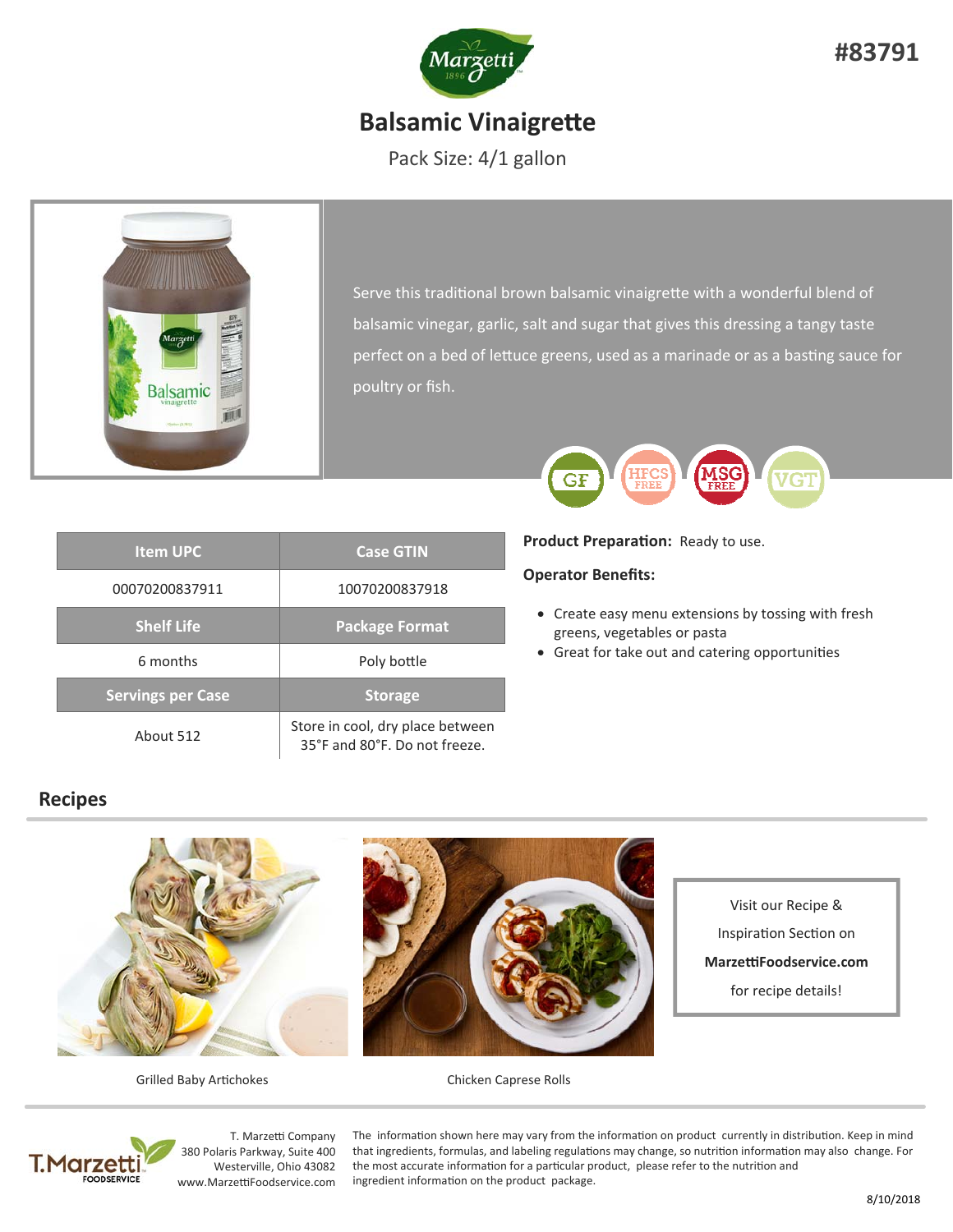#83791

# Balsamic Vinaigrette

Pack Size: 4/1 gallon

Serve this traditional brown balsamic vinaigrette with a wonderful blend of balsamic vinegar, garlic, salt and sugar that gives this dressing a tangy taste perfect on a bed of lettuce greens, used as a marinade or as a basting sauce for poultry or fish.

GF | HFCS FREE | MSG FREE | VGT

| Item UPC | Case GTIN |
| --- | --- |
| 00070200837911 | 10070200837918 |
| **Shelf Life** | **Package Format** |
| 6 months | Poly bottle |
| **Servings per Case** | **Storage** |
| About 512 | Store in cool, dry place between 35°F and 80°F. Do not freeze. |

**Product Preparation:** Ready to use.

**Operator Benefits:**

- Create easy menu extensions by tossing with fresh greens, vegetables or pasta
- Great for take out and catering opportunities

## Recipes

Grilled Baby Artichokes

Chicken Caprese Rolls

Visit our Recipe & Inspiration Section on **MarzettiFoodservice.com** for recipe details!

T. Marzetti Company
380 Polaris Parkway, Suite 400
Westerville, Ohio 43082
www.MarzettiFoodservice.com

The information shown here may vary from the information on product currently in distribution. Keep in mind that ingredients, formulas, and labeling regulations may change, so nutrition information may also change. For the most accurate information for a particular product, please refer to the nutrition and ingredient information on the product package.

8/10/2018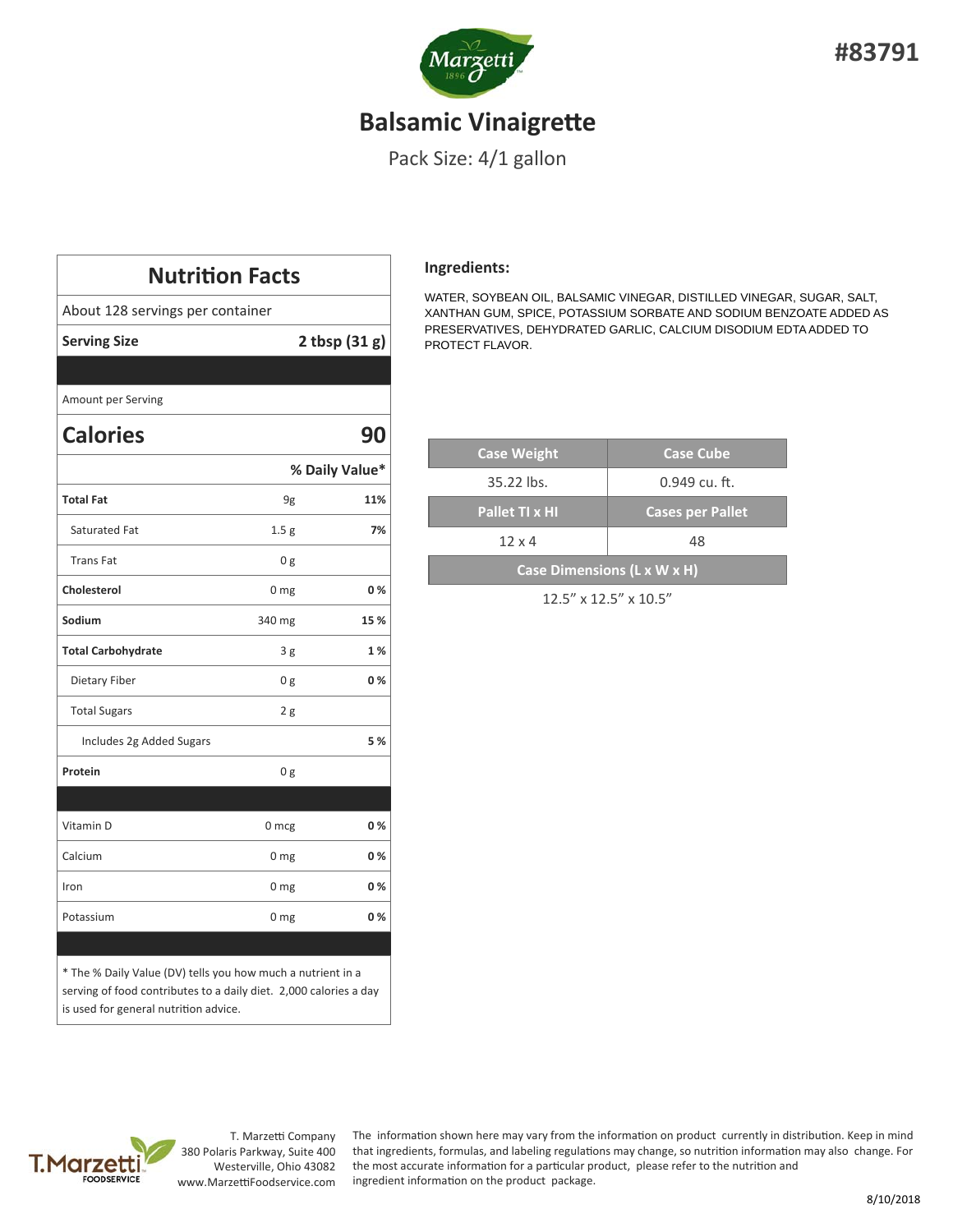#83791

# Balsamic Vinaigrette

Pack Size: 4/1 gallon

## Nutrition Facts

About 128 servings per container

| | | |
|---|---|---|
| **Serving Size** | | **2 tbsp (31 g)** |
| Amount per Serving | | |
| **Calories** | | **90** |
| | | **% Daily Value*** |
| **Total Fat** | 9g | **11%** |
| Saturated Fat | 1.5 g | **7%** |
| Trans Fat | 0 g | |
| **Cholesterol** | 0 mg | **0 %** |
| **Sodium** | 340 mg | **15 %** |
| **Total Carbohydrate** | 3 g | **1 %** |
| Dietary Fiber | 0 g | **0 %** |
| Total Sugars | 2 g | |
| Includes 2g Added Sugars | | **5 %** |
| **Protein** | 0 g | |
| Vitamin D | 0 mcg | **0 %** |
| Calcium | 0 mg | **0 %** |
| Iron | 0 mg | **0 %** |
| Potassium | 0 mg | **0 %** |

* The % Daily Value (DV) tells you how much a nutrient in a serving of food contributes to a daily diet. 2,000 calories a day is used for general nutrition advice.

**Ingredients:**

WATER, SOYBEAN OIL, BALSAMIC VINEGAR, DISTILLED VINEGAR, SUGAR, SALT, XANTHAN GUM, SPICE, POTASSIUM SORBATE AND SODIUM BENZOATE ADDED AS PRESERVATIVES, DEHYDRATED GARLIC, CALCIUM DISODIUM EDTA ADDED TO PROTECT FLAVOR.

| Case Weight | Case Cube |
|---|---|
| 35.22 lbs. | 0.949 cu. ft. |
| **Pallet TI x HI** | **Cases per Pallet** |
| 12 x 4 | 48 |
| **Case Dimensions (L x W x H)** | |
| 12.5” x 12.5” x 10.5” | |

T. Marzetti Company
380 Polaris Parkway, Suite 400
Westerville, Ohio 43082
www.MarzettiFoodservice.com

The information shown here may vary from the information on product currently in distribution. Keep in mind that ingredients, formulas, and labeling regulations may change, so nutrition information may also change. For the most accurate information for a particular product, please refer to the nutrition and ingredient information on the product package.

8/10/2018